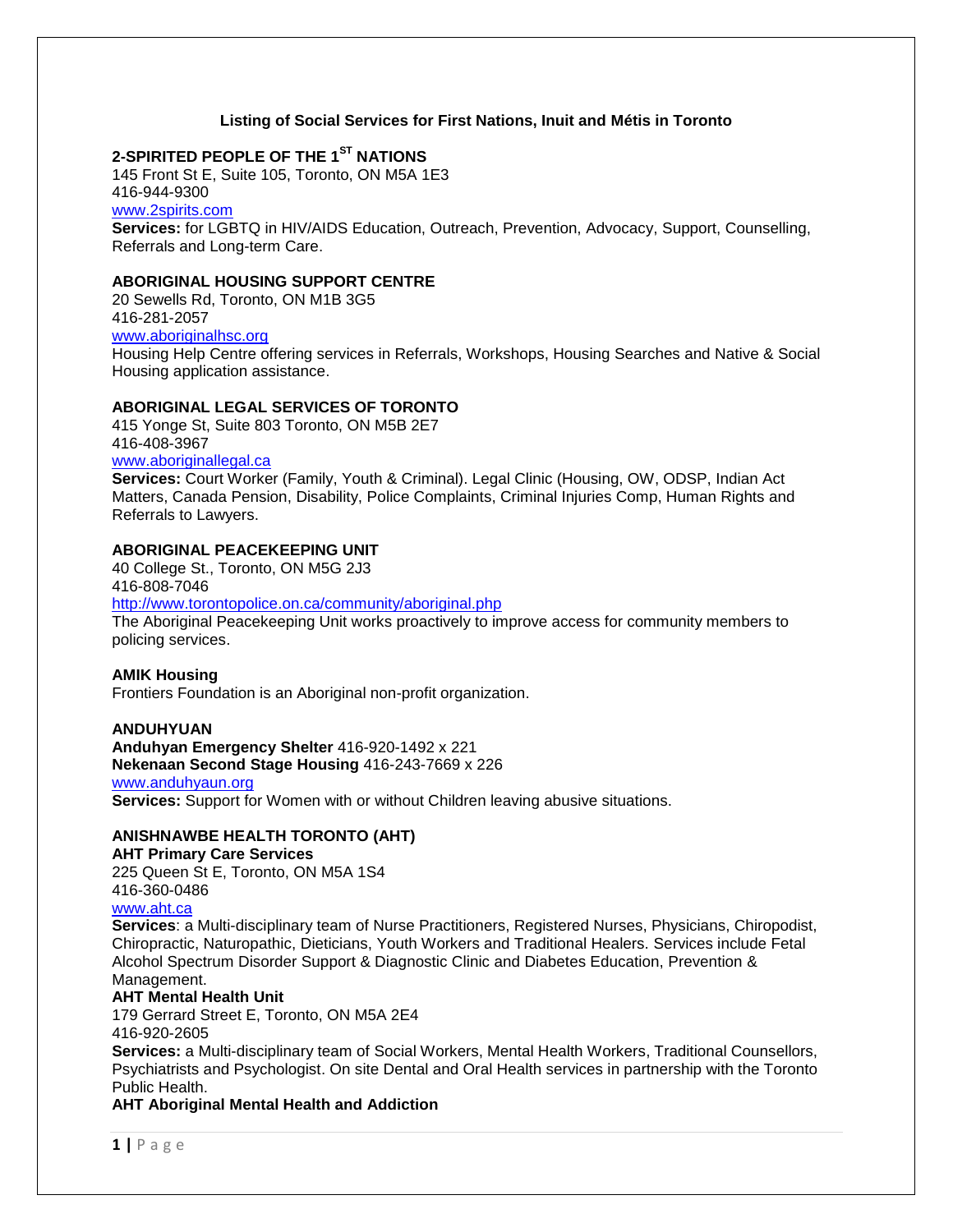# Listing of Social Services for First Nations, Inuit and Métis in Toronto

### 2-SPIRITED PEOPLE OF THE 1ST NATIONS

145 Front St E, Suite 105, Toronto, ON M5A 1E3
416-944-9300
www.2spirits.com
**Services:** for LGBTQ in HIV/AIDS Education, Outreach, Prevention, Advocacy, Support, Counselling, Referrals and Long-term Care.

### ABORIGINAL HOUSING SUPPORT CENTRE

20 Sewells Rd, Toronto, ON M1B 3G5
416-281-2057
www.aboriginalhsc.org
Housing Help Centre offering services in Referrals, Workshops, Housing Searches and Native & Social Housing application assistance.

### ABORIGINAL LEGAL SERVICES OF TORONTO

415 Yonge St, Suite 803 Toronto, ON M5B 2E7
416-408-3967
www.aboriginallegal.ca
**Services:** Court Worker (Family, Youth & Criminal). Legal Clinic (Housing, OW, ODSP, Indian Act Matters, Canada Pension, Disability, Police Complaints, Criminal Injuries Comp, Human Rights and Referrals to Lawyers.

### ABORIGINAL PEACEKEEPING UNIT

40 College St., Toronto, ON M5G 2J3
416-808-7046
http://www.torontopolice.on.ca/community/aboriginal.php
The Aboriginal Peacekeeping Unit works proactively to improve access for community members to policing services.

### AMIK Housing

Frontiers Foundation is an Aboriginal non-profit organization.

### ANDUHYUAN

**Anduhyan Emergency Shelter** 416-920-1492 x 221
**Nekenaan Second Stage Housing** 416-243-7669 x 226
www.anduhyaun.org
**Services:** Support for Women with or without Children leaving abusive situations.

### ANISHNAWBE HEALTH TORONTO (AHT)

**AHT Primary Care Services**
225 Queen St E, Toronto, ON M5A 1S4
416-360-0486
www.aht.ca
**Services**: a Multi-disciplinary team of Nurse Practitioners, Registered Nurses, Physicians, Chiropodist, Chiropractic, Naturopathic, Dieticians, Youth Workers and Traditional Healers. Services include Fetal Alcohol Spectrum Disorder Support & Diagnostic Clinic and Diabetes Education, Prevention & Management.

**AHT Mental Health Unit**
179 Gerrard Street E, Toronto, ON M5A 2E4
416-920-2605
**Services:** a Multi-disciplinary team of Social Workers, Mental Health Workers, Traditional Counsellors, Psychiatrists and Psychologist. On site Dental and Oral Health services in partnership with the Toronto Public Health.

**AHT Aboriginal Mental Health and Addiction**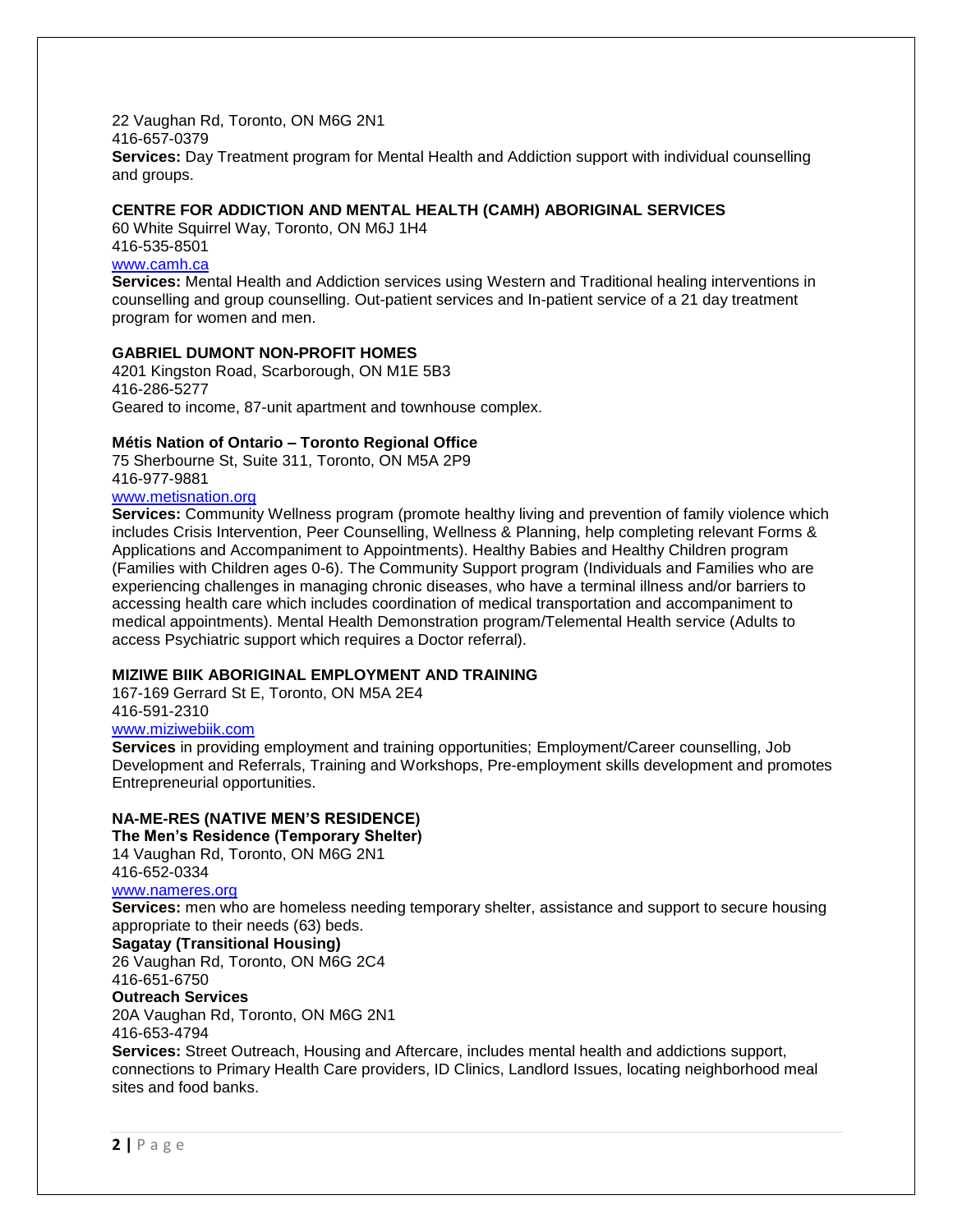22 Vaughan Rd, Toronto, ON M6G 2N1
416-657-0379
**Services:** Day Treatment program for Mental Health and Addiction support with individual counselling and groups.

**CENTRE FOR ADDICTION AND MENTAL HEALTH (CAMH) ABORIGINAL SERVICES**
60 White Squirrel Way, Toronto, ON M6J 1H4
416-535-8501
[www.camh.ca](http://www.camh.ca)
**Services:** Mental Health and Addiction services using Western and Traditional healing interventions in counselling and group counselling. Out-patient services and In-patient service of a 21 day treatment program for women and men.

**GABRIEL DUMONT NON-PROFIT HOMES**
4201 Kingston Road, Scarborough, ON M1E 5B3
416-286-5277
Geared to income, 87-unit apartment and townhouse complex.

**Métis Nation of Ontario – Toronto Regional Office**
75 Sherbourne St, Suite 311, Toronto, ON M5A 2P9
416-977-9881
[www.metisnation.org](http://www.metisnation.org)
**Services:** Community Wellness program (promote healthy living and prevention of family violence which includes Crisis Intervention, Peer Counselling, Wellness & Planning, help completing relevant Forms & Applications and Accompaniment to Appointments). Healthy Babies and Healthy Children program (Families with Children ages 0-6). The Community Support program (Individuals and Families who are experiencing challenges in managing chronic diseases, who have a terminal illness and/or barriers to accessing health care which includes coordination of medical transportation and accompaniment to medical appointments). Mental Health Demonstration program/Telemental Health service (Adults to access Psychiatric support which requires a Doctor referral).

**MIZIWE BIIK ABORIGINAL EMPLOYMENT AND TRAINING**
167-169 Gerrard St E, Toronto, ON M5A 2E4
416-591-2310
[www.miziwebiik.com](http://www.miziwebiik.com)
**Services** in providing employment and training opportunities; Employment/Career counselling, Job Development and Referrals, Training and Workshops, Pre-employment skills development and promotes Entrepreneurial opportunities.

**NA-ME-RES (NATIVE MEN'S RESIDENCE)**
**The Men's Residence (Temporary Shelter)**
14 Vaughan Rd, Toronto, ON M6G 2N1
416-652-0334
[www.nameres.org](http://www.nameres.org)
**Services:** men who are homeless needing temporary shelter, assistance and support to secure housing appropriate to their needs (63) beds.
**Sagatay (Transitional Housing)**
26 Vaughan Rd, Toronto, ON M6G 2C4
416-651-6750
**Outreach Services**
20A Vaughan Rd, Toronto, ON M6G 2N1
416-653-4794
**Services:** Street Outreach, Housing and Aftercare, includes mental health and addictions support, connections to Primary Health Care providers, ID Clinics, Landlord Issues, locating neighborhood meal sites and food banks.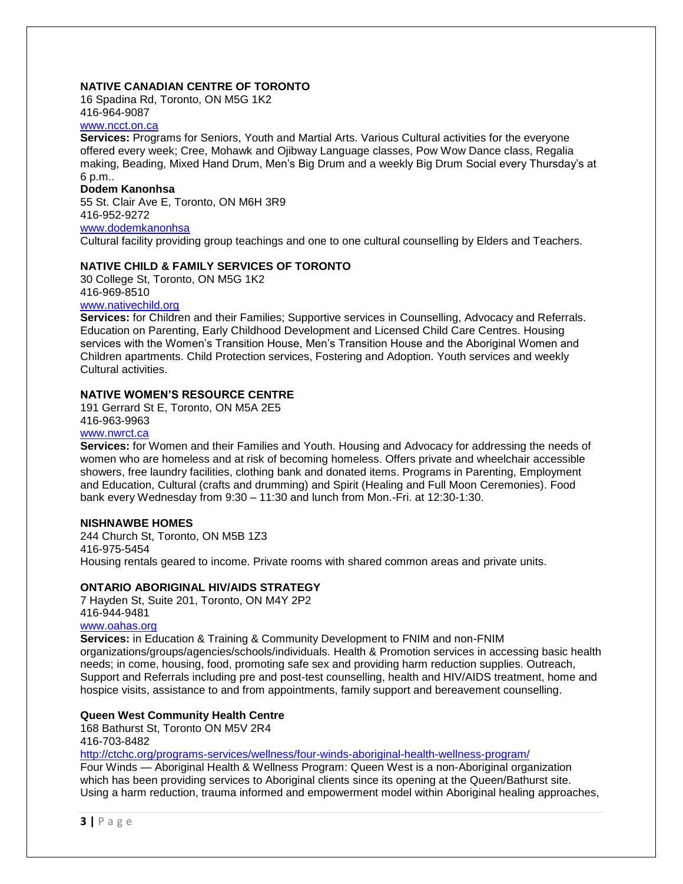**NATIVE CANADIAN CENTRE OF TORONTO**
16 Spadina Rd, Toronto, ON M5G 1K2
416-964-9087
www.ncct.on.ca
**Services:** Programs for Seniors, Youth and Martial Arts. Various Cultural activities for the everyone offered every week; Cree, Mohawk and Ojibway Language classes, Pow Wow Dance class, Regalia making, Beading, Mixed Hand Drum, Men's Big Drum and a weekly Big Drum Social every Thursday's at 6 p.m..

**Dodem Kanonhsa**
55 St. Clair Ave E, Toronto, ON M6H 3R9
416-952-9272
www.dodemkanonhsa
Cultural facility providing group teachings and one to one cultural counselling by Elders and Teachers.

**NATIVE CHILD & FAMILY SERVICES OF TORONTO**
30 College St, Toronto, ON M5G 1K2
416-969-8510
www.nativechild.org
**Services:** for Children and their Families; Supportive services in Counselling, Advocacy and Referrals. Education on Parenting, Early Childhood Development and Licensed Child Care Centres. Housing services with the Women's Transition House, Men's Transition House and the Aboriginal Women and Children apartments. Child Protection services, Fostering and Adoption. Youth services and weekly Cultural activities.

**NATIVE WOMEN'S RESOURCE CENTRE**
191 Gerrard St E, Toronto, ON M5A 2E5
416-963-9963
www.nwrct.ca
**Services:** for Women and their Families and Youth. Housing and Advocacy for addressing the needs of women who are homeless and at risk of becoming homeless. Offers private and wheelchair accessible showers, free laundry facilities, clothing bank and donated items. Programs in Parenting, Employment and Education, Cultural (crafts and drumming) and Spirit (Healing and Full Moon Ceremonies). Food bank every Wednesday from 9:30 – 11:30 and lunch from Mon.-Fri. at 12:30-1:30.

**NISHNAWBE HOMES**
244 Church St, Toronto, ON M5B 1Z3
416-975-5454
Housing rentals geared to income. Private rooms with shared common areas and private units.

**ONTARIO ABORIGINAL HIV/AIDS STRATEGY**
7 Hayden St, Suite 201, Toronto, ON M4Y 2P2
416-944-9481
www.oahas.org
**Services:** in Education & Training & Community Development to FNIM and non-FNIM organizations/groups/agencies/schools/individuals. Health & Promotion services in accessing basic health needs; in come, housing, food, promoting safe sex and providing harm reduction supplies. Outreach, Support and Referrals including pre and post-test counselling, health and HIV/AIDS treatment, home and hospice visits, assistance to and from appointments, family support and bereavement counselling.

**Queen West Community Health Centre**
168 Bathurst St, Toronto ON M5V 2R4
416-703-8482
http://ctchc.org/programs-services/wellness/four-winds-aboriginal-health-wellness-program/
Four Winds — Aboriginal Health & Wellness Program: Queen West is a non-Aboriginal organization which has been providing services to Aboriginal clients since its opening at the Queen/Bathurst site. Using a harm reduction, trauma informed and empowerment model within Aboriginal healing approaches,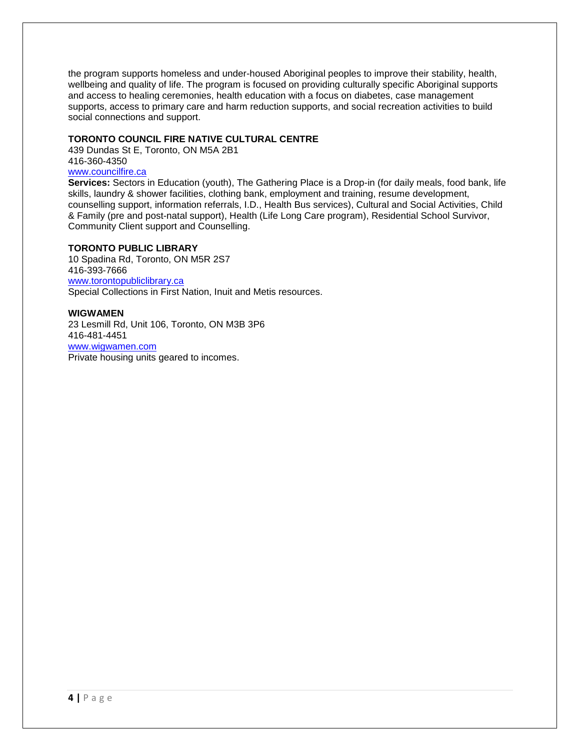the program supports homeless and under-housed Aboriginal peoples to improve their stability, health, wellbeing and quality of life. The program is focused on providing culturally specific Aboriginal supports and access to healing ceremonies, health education with a focus on diabetes, case management supports, access to primary care and harm reduction supports, and social recreation activities to build social connections and support.

**TORONTO COUNCIL FIRE NATIVE CULTURAL CENTRE**
439 Dundas St E, Toronto, ON M5A 2B1
416-360-4350
www.councilfire.ca
**Services:** Sectors in Education (youth), The Gathering Place is a Drop-in (for daily meals, food bank, life skills, laundry & shower facilities, clothing bank, employment and training, resume development, counselling support, information referrals, I.D., Health Bus services), Cultural and Social Activities, Child & Family (pre and post-natal support), Health (Life Long Care program), Residential School Survivor, Community Client support and Counselling.

**TORONTO PUBLIC LIBRARY**
10 Spadina Rd, Toronto, ON M5R 2S7
416-393-7666
www.torontopubliclibrary.ca
Special Collections in First Nation, Inuit and Metis resources.

**WIGWAMEN**
23 Lesmill Rd, Unit 106, Toronto, ON M3B 3P6
416-481-4451
www.wigwamen.com
Private housing units geared to incomes.